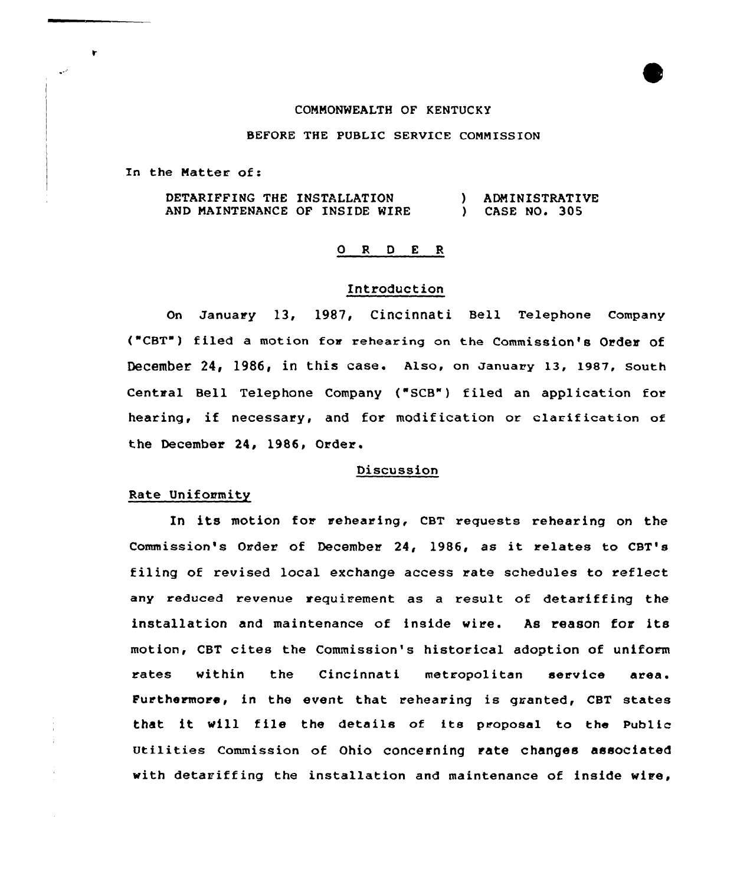COMMONWEALTH OF KENTUCKY

BEFORE THE PUBLIC SERVICE COMMISSION

In the Matter of:

DETARIFFING THE INSTALLATION AND MAINTENANCE OF INSIDE WIRE ) ADMINISTRATIVE ) CASE NO. 305

# O R D E R

## Introduction

On January 13, 1987, Cincinnati Bell Telephone Company ("CBT") filed a motion for rehearing on the Commission's Order of December 24, 1986, in this case. Also, on January 13, 1987, South Central Bell Telephone Company ("SCB") filed an application for hearing, if necessary, and for modification or clarification of the December 24, 1986, Order.

## Discussion

### Rate Uniformity

In its motion for rehearing, CBT requests rehearing on the Commission's Order of December 24, 1986, as it relates to CBT's filing of revised local exchange access rate schedules to reflect any reduced revenue requirement as a result of detariffing the installation and maintenance of inside wire. As reason for its motion, CBT cites the Commission's historical adoption of uniform rates within the Cincinnati metropolitan service area. Furthermore, in the event that rehearing is granted, CBT states that it will file the details of its proposal to the Public Utilities Commission of Ohio concerning rate changes associated with detariffing the installation and maintenance of inside wire,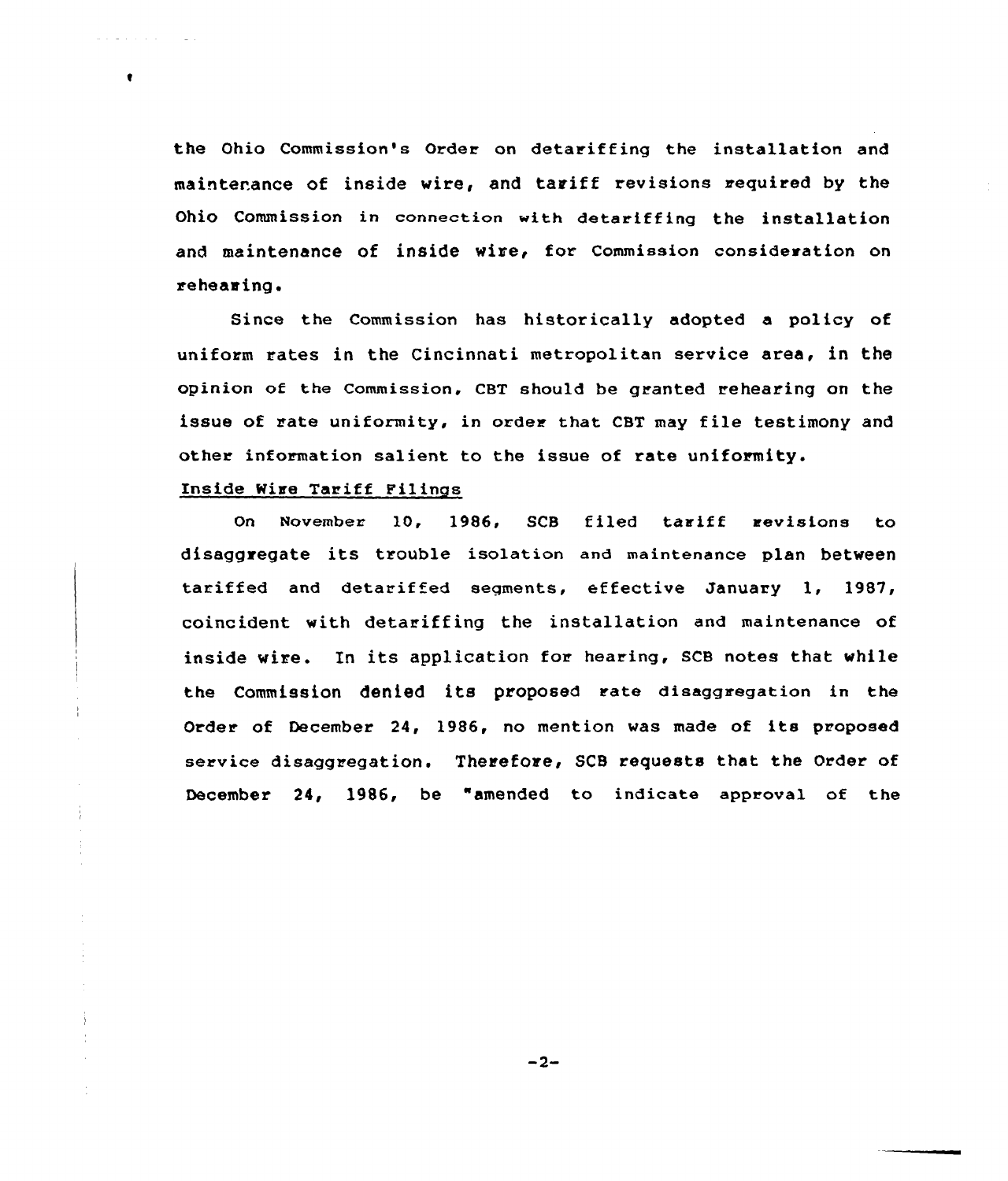the Ohio Commission's Order on detariffing the installation and maintenance of inside wire, and tariff revisions required by the Ohio Commission in connection with detariffing the installation and maintenance of inside wire, for Commission consideration on rehearing.

Since the Commission has historically adopted a policy of uniform rates in the Cincinnati metropolitan service area, in the opinion of the Commission, CBT should be granted rehearing on the issue of rate uniformity, in order that CBT may file testimony and other information salient to the issue of rate uniformity.

Inside Wire Tariff Filings

On November 10, 1986, SCB filed tariff revisions to disaggregate its trouble isolation and maintenance plan between tariffed and detariffed segments, effective January 1, 1987, coincident with detariffing the installation and maintenance of inside wire. In its application for hearing, SCB notes that while the Commission denied its proposed rate disaggregation in the Order of December 24, 1986, no mention was made of its proposed service disaggregation. Therefore, SCB requests that the Order of December 24, 1986, be "amended to indicate approval of the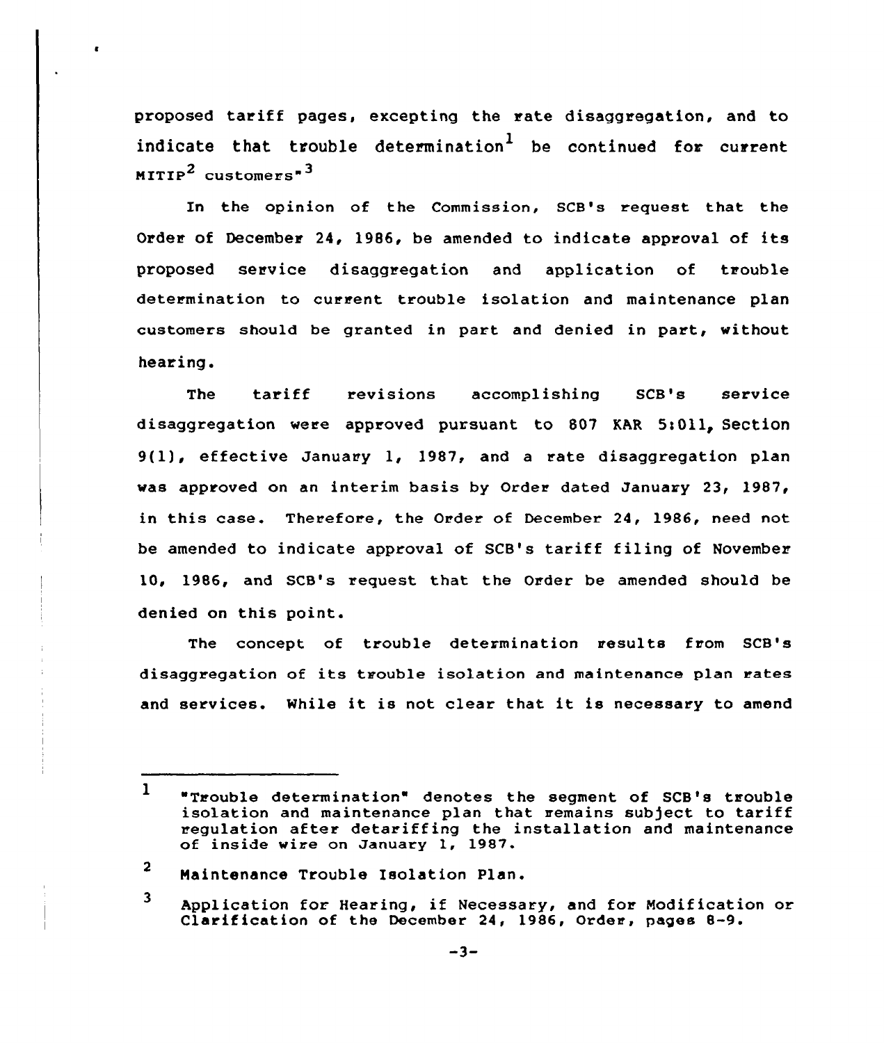proposed tariff pages, excepting the rate disaggregation, and to indicate that trouble determination[1] be continued for current MITIP[2] customers"[3]

In the opinion of the Commission, SCB's request that the Order of December 24, 1986, be amended to indicate approval of its proposed service disaggregation and application of trouble determination to current trouble isolation and maintenance plan customers should be granted in part and denied in part, without hearing.

The tariff revisions accomplishing SCB's service disaggregation were approved pursuant to 807 KAR 5:011, Section 9(1), effective January 1, 1987, and a rate disaggregation plan was approved on an interim basis by Order dated January 23, 1987, in this case. Therefore, the Order of December 24, 1986, need not be amended to indicate approval of SCB's tariff filing of November 10, 1986, and SCB's request that the Order be amended should be denied on this point.

The concept of trouble determination results from SCB's disaggregation of its trouble isolation and maintenance plan rates and services. While it is not clear that it is necessary to amend

---

[1] "Trouble determination" denotes the segment of SCB's trouble isolation and maintenance plan that remains subject to tariff regulation after detariffing the installation and maintenance of inside wire on January 1, 1987.

[2] Maintenance Trouble Isolation Plan.

[3] Application for Hearing, if Necessary, and for Modification or Clarification of the December 24, 1986, Order, pages 8-9.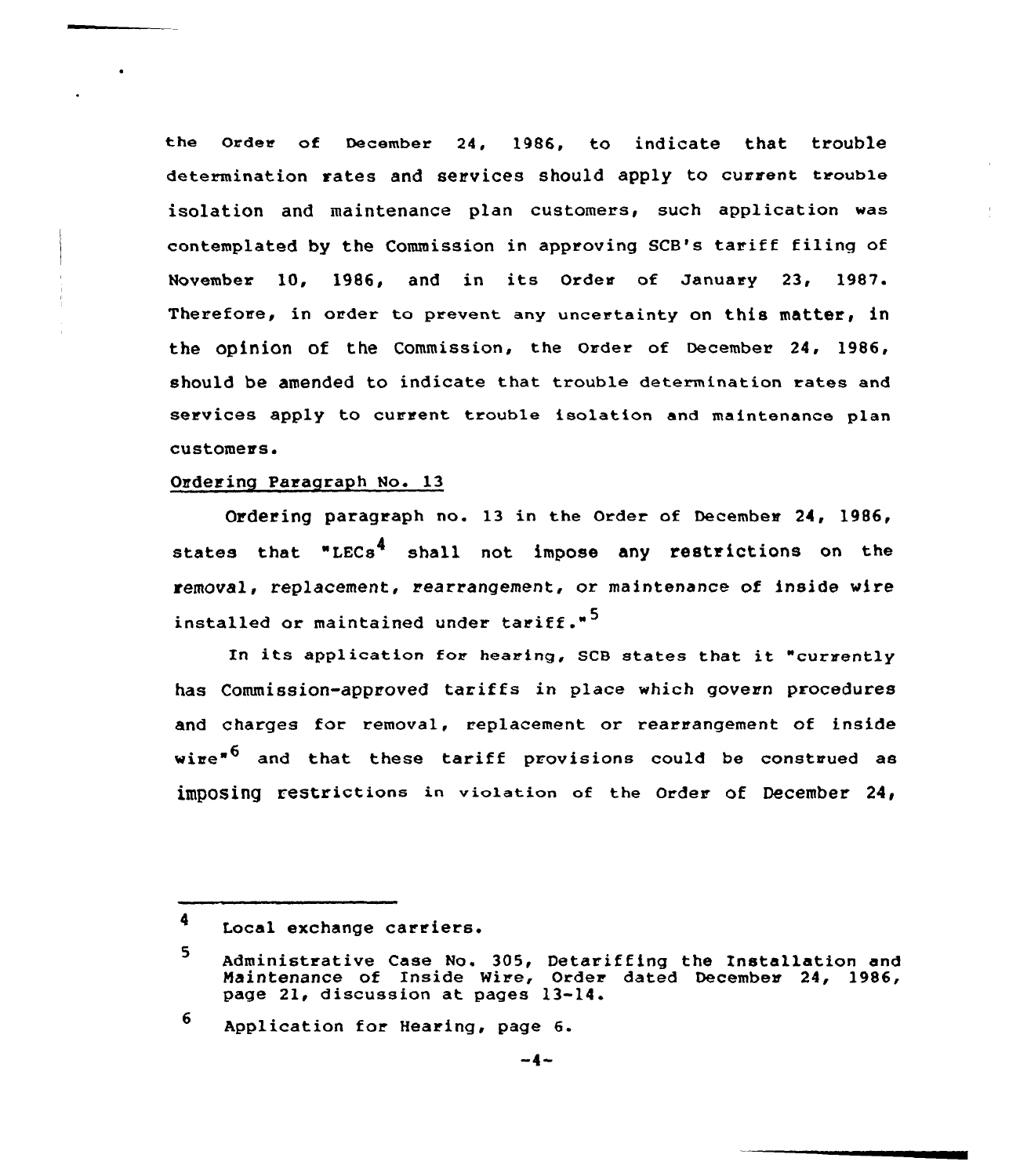the Order of December 24, 1986, to indicate that trouble determination rates and services should apply to current trouble isolation and maintenance plan customers, such application was contemplated by the Commission in approving SCB's tariff filing of November 10, 1986, and in its Order of January 23, 1987. Therefore, in order to prevent any uncertainty on this matter, in the opinion of the Commission, the Order of December 24, 1986, should be amended to indicate that trouble determination rates and services apply to current trouble isolation and maintenance plan customers.

<u>Ordering Paragraph No. 13</u>

Ordering paragraph no. 13 in the Order of December 24, 1986, states that "LECs[4] shall not impose any restrictions on the removal, replacement, rearrangement, or maintenance of inside wire installed or maintained under tariff."[5]

In its application for hearing, SCB states that it "currently has Commission-approved tariffs in place which govern procedures and charges for removal, replacement or rearrangement of inside wire"[6] and that these tariff provisions could be construed as imposing restrictions in violation of the Order of December 24,

---

[4] Local exchange carriers.

[5] Administrative Case No. 305, Detariffing the Installation and Maintenance of Inside Wire, Order dated December 24, 1986, page 21, discussion at pages 13-14.

[6] Application for Hearing, page 6.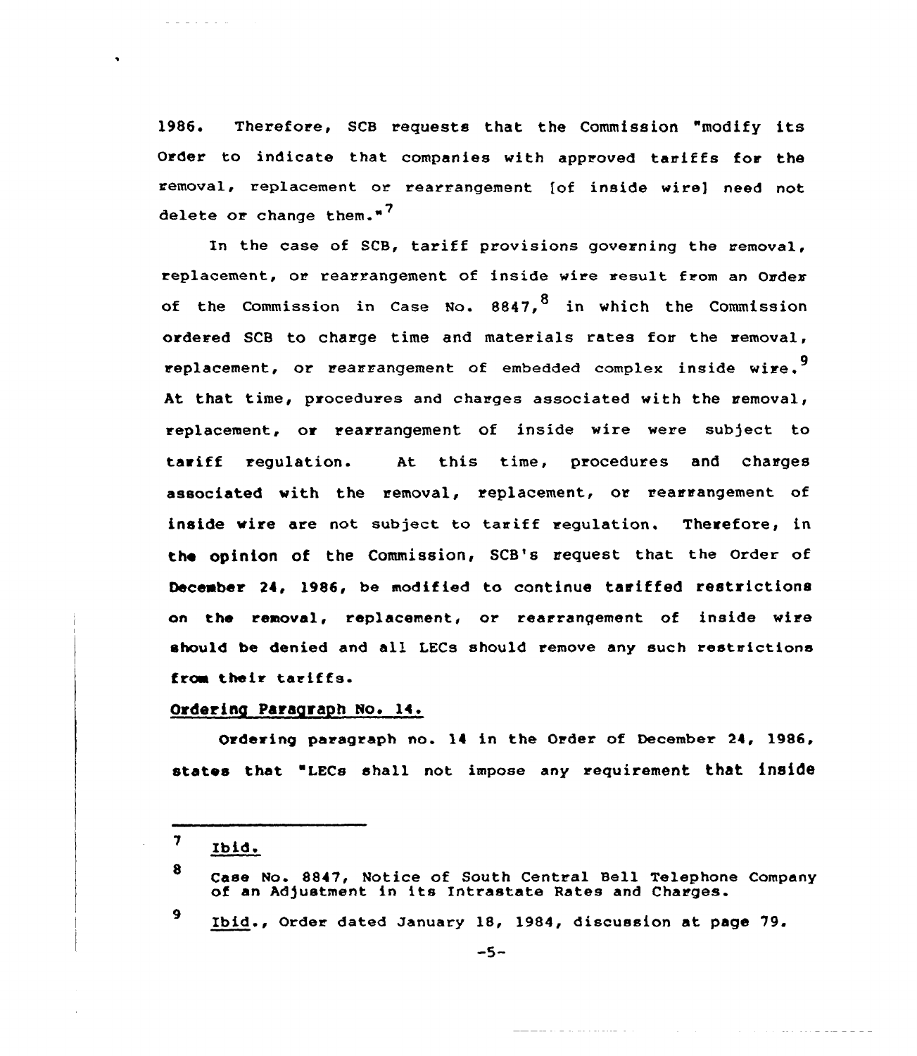1986. Therefore, SCB requests that the Commission "modify its Order to indicate that companies with approved tariffs for the removal, replacement or rearrangement [of inside wire] need not delete or change them."[7]

In the case of SCB, tariff provisions governing the removal, replacement, or rearrangement of inside wire result from an Order of the Commission in Case No. 8847,[8] in which the Commission ordered SCB to charge time and materials rates for the removal, replacement, or rearrangement of embedded complex inside wire.[9] At that time, procedures and charges associated with the removal, replacement, or rearrangement of inside wire were subject to tariff regulation. At this time, procedures and charges associated with the removal, replacement, or rearrangement of inside wire are not subject to tariff regulation. Therefore, in the opinion of the Commission, SCB's request that the Order of December 24, 1986, be modified to continue tariffed restrictions on the removal, replacement, or rearrangement of inside wire should be denied and all LECs should remove any such restrictions from their tariffs.

Ordering Paragraph No. 14.

Ordering paragraph no. 14 in the Order of December 24, 1986, states that "LECs shall not impose any requirement that inside

---

[7] Ibid.

[8] Case No. 8847, Notice of South Central Bell Telephone Company of an Adjustment in its Intrastate Rates and Charges.

[9] Ibid., Order dated January 18, 1984, discussion at page 79.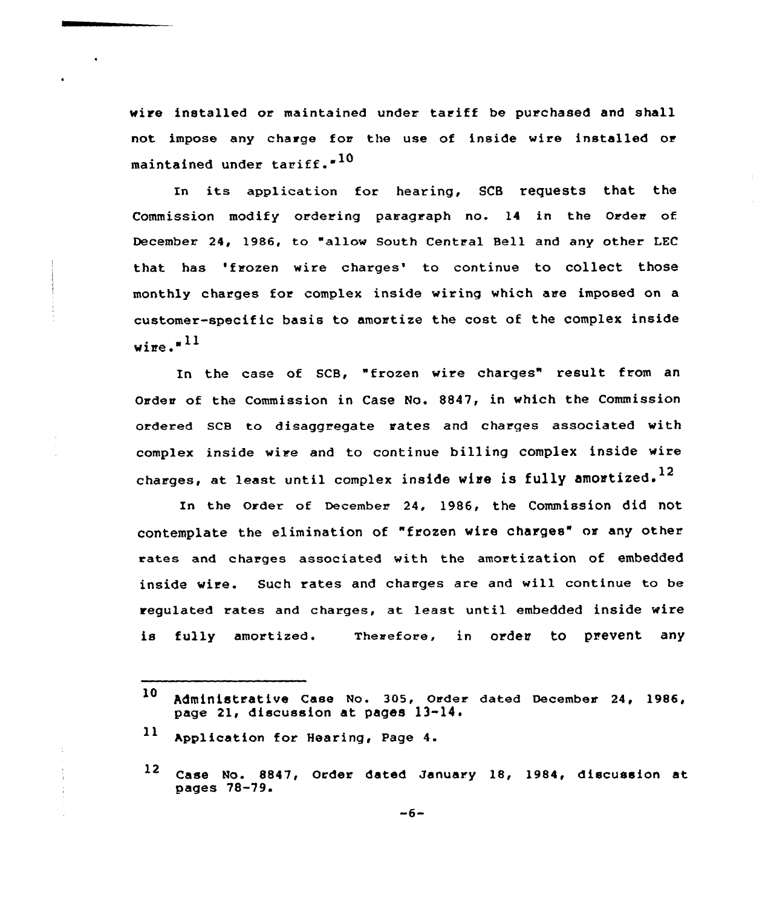wire installed or maintained under tariff be purchased and shall not impose any charge for the use of inside wire installed or maintained under tariff."[10]

In its application for hearing, SCB requests that the Commission modify ordering paragraph no. 14 in the Order of December 24, 1986, to "allow South Central Bell and any other LEC that has 'frozen wire charges' to continue to collect those monthly charges for complex inside wiring which are imposed on a customer-specific basis to amortize the cost of the complex inside wire."[11]

In the case of SCB, "frozen wire charges" result from an Order of the Commission in Case No. 8847, in which the Commission ordered SCB to disaggregate rates and charges associated with complex inside wire and to continue billing complex inside wire charges, at least until complex inside wire is fully amortized.[12]

In the Order of December 24, 1986, the Commission did not contemplate the elimination of "frozen wire charges" or any other rates and charges associated with the amortization of embedded inside wire. Such rates and charges are and will continue to be regulated rates and charges, at least until embedded inside wire is fully amortized. Therefore, in order to prevent any

---

[10] Administrative Case No. 305, Order dated December 24, 1986, page 21, discussion at pages 13-14.

[11] Application for Hearing, Page 4.

[12] Case No. 8847, Order dated January 18, 1984, discussion at pages 78-79.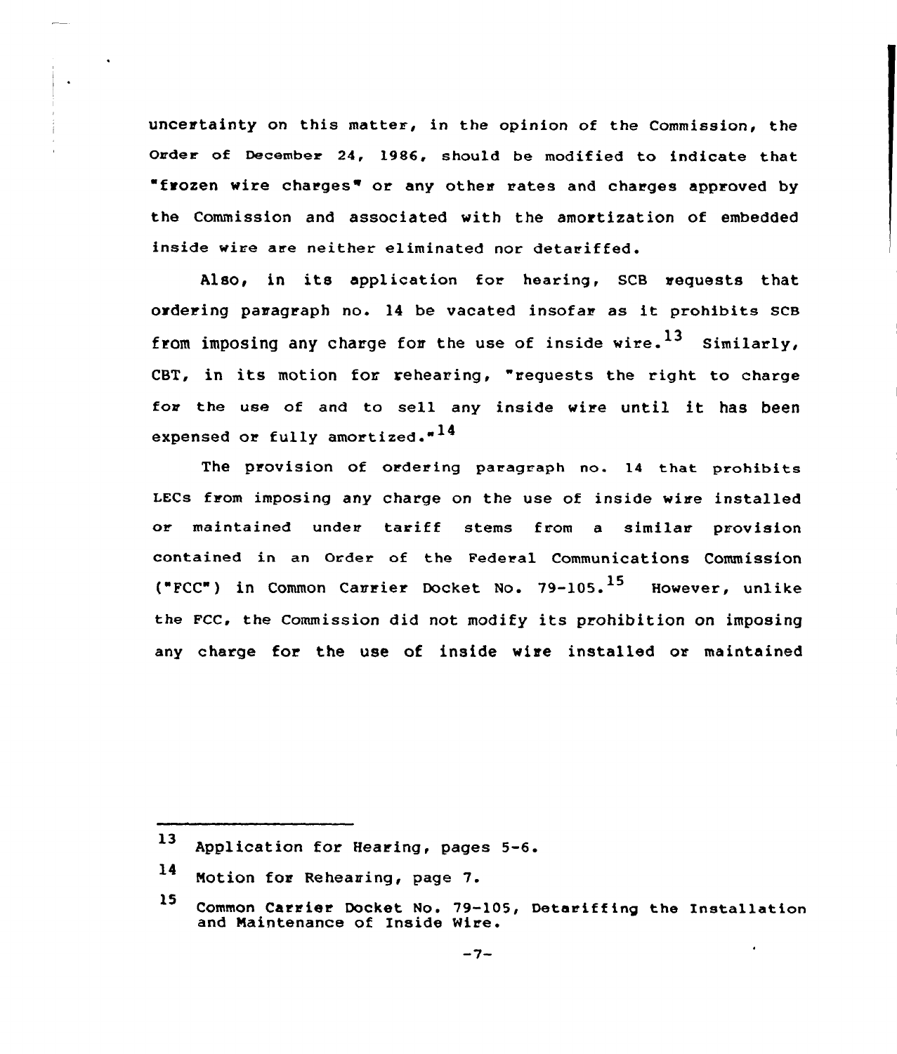uncertainty on this matter, in the opinion of the Commission, the Order of December 24, 1986, should be modified to indicate that "frozen wire charges" or any other rates and charges approved by the Commission and associated with the amortization of embedded inside wire are neither eliminated nor detariffed.

Also, in its application for hearing, SCB requests that ordering paragraph no. 14 be vacated insofar as it prohibits SCB from imposing any charge for the use of inside wire.[13] Similarly, CBT, in its motion for rehearing, "requests the right to charge for the use of and to sell any inside wire until it has been expensed or fully amortized."[14]

The provision of ordering paragraph no. 14 that prohibits LECs from imposing any charge on the use of inside wire installed or maintained under tariff stems from a similar provision contained in an Order of the Federal Communications Commission ("FCC") in Common Carrier Docket No. 79-105.[15] However, unlike the FCC, the Commission did not modify its prohibition on imposing any charge for the use of inside wire installed or maintained

---

[13] Application for Hearing, pages 5-6.

[14] Motion for Rehearing, page 7.

[15] Common Carrier Docket No. 79-105, Detariffing the Installation and Maintenance of Inside Wire.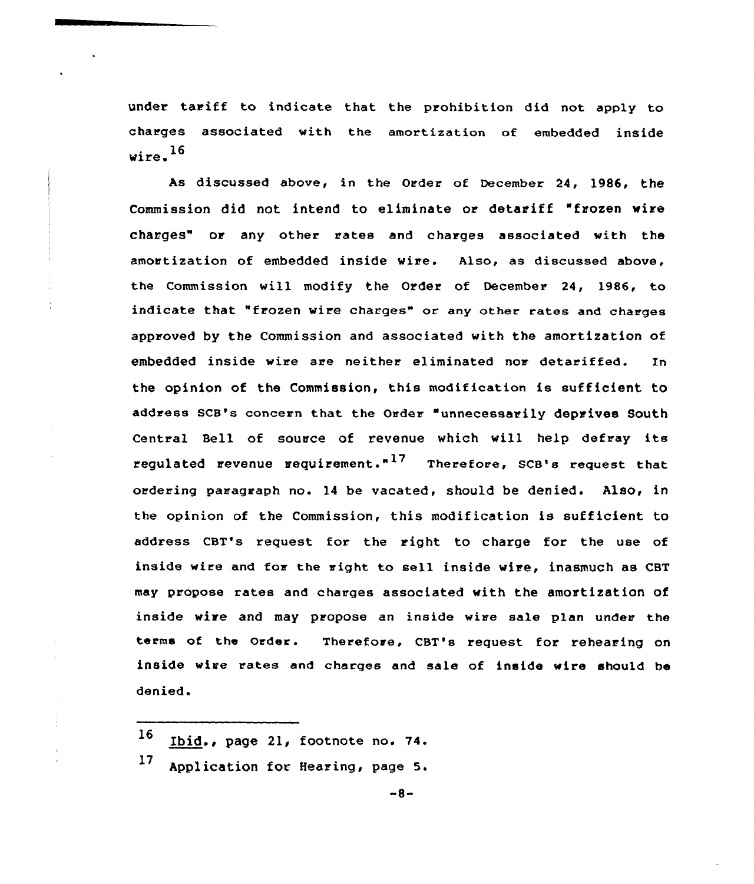under tariff to indicate that the prohibition did not apply to charges associated with the amortization of embedded inside wire.[16]

As discussed above, in the Order of December 24, 1986, the Commission did not intend to eliminate or detariff "frozen wire charges" or any other rates and charges associated with the amortization of embedded inside wire. Also, as discussed above, the Commission will modify the Order of December 24, 1986, to indicate that "frozen wire charges" or any other rates and charges approved by the Commission and associated with the amortization of embedded inside wire are neither eliminated nor detariffed. In the opinion of the Commission, this modification is sufficient to address SCB's concern that the Order "unnecessarily deprives South Central Bell of source of revenue which will help defray its regulated revenue requirement."[17] Therefore, SCB's request that ordering paragraph no. 14 be vacated, should be denied. Also, in the opinion of the Commission, this modification is sufficient to address CBT's request for the right to charge for the use of inside wire and for the right to sell inside wire, inasmuch as CBT may propose rates and charges associated with the amortization of inside wire and may propose an inside wire sale plan under the terms of the Order. Therefore, CBT's request for rehearing on inside wire rates and charges and sale of inside wire should be denied.

---

[16] Ibid., page 21, footnote no. 74.

[17] Application for Hearing, page 5.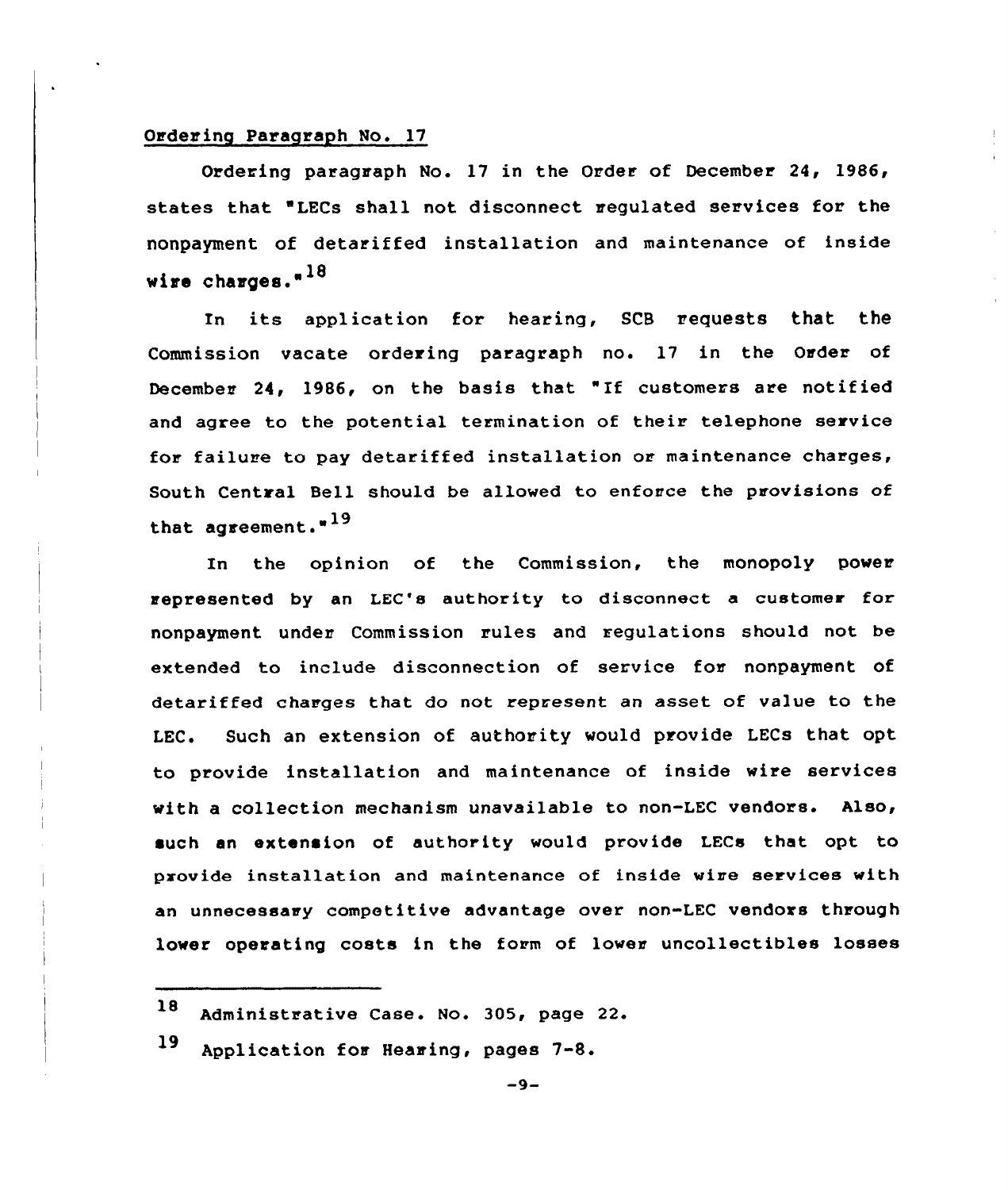Ordering Paragraph No. 17

Ordering paragraph No. 17 in the Order of December 24, 1986, states that "LECs shall not disconnect regulated services for the nonpayment of detariffed installation and maintenance of inside wire charges."[18]

In its application for hearing, SCB requests that the Commission vacate ordering paragraph no. 17 in the Order of December 24, 1986, on the basis that "If customers are notified and agree to the potential termination of their telephone service for failure to pay detariffed installation or maintenance charges, South Central Bell should be allowed to enforce the provisions of that agreement."[19]

In the opinion of the Commission, the monopoly power represented by an LEC's authority to disconnect a customer for nonpayment under Commission rules and regulations should not be extended to include disconnection of service for nonpayment of detariffed charges that do not represent an asset of value to the LEC. Such an extension of authority would provide LECs that opt to provide installation and maintenance of inside wire services with a collection mechanism unavailable to non-LEC vendors. Also, such an extension of authority would provide LECs that opt to provide installation and maintenance of inside wire services with an unnecessary competitive advantage over non-LEC vendors through lower operating costs in the form of lower uncollectibles losses

---

[18] Administrative Case. No. 305, page 22.

[19] Application for Hearing, pages 7-8.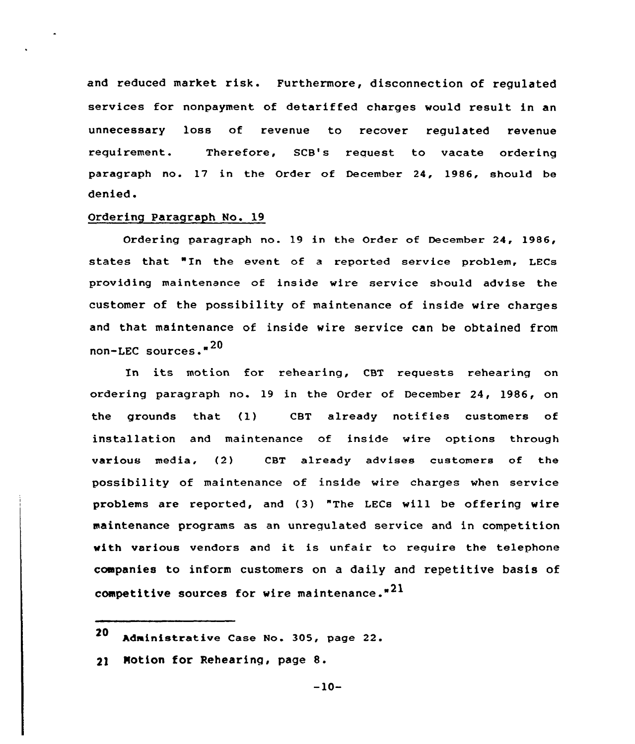and reduced market risk. Furthermore, disconnection of regulated services for nonpayment of detariffed charges would result in an unnecessary loss of revenue to recover regulated revenue requirement. Therefore, SCB's request to vacate ordering paragraph no. 17 in the Order of December 24, 1986, should be denied.

Ordering Paragraph No. 19

Ordering paragraph no. 19 in the Order of December 24, 1986, states that "In the event of a reported service problem, LECs providing maintenance of inside wire service should advise the customer of the possibility of maintenance of inside wire charges and that maintenance of inside wire service can be obtained from non-LEC sources."[20]

In its motion for rehearing, CBT requests rehearing on ordering paragraph no. 19 in the Order of December 24, 1986, on the grounds that (1) CBT already notifies customers of installation and maintenance of inside wire options through various media, (2) CBT already advises customers of the possibility of maintenance of inside wire charges when service problems are reported, and (3) "The LECs will be offering wire maintenance programs as an unregulated service and in competition with various vendors and it is unfair to require the telephone companies to inform customers on a daily and repetitive basis of competitive sources for wire maintenance."[21]

---

[20] Administrative Case No. 305, page 22.

[21] Motion for Rehearing, page 8.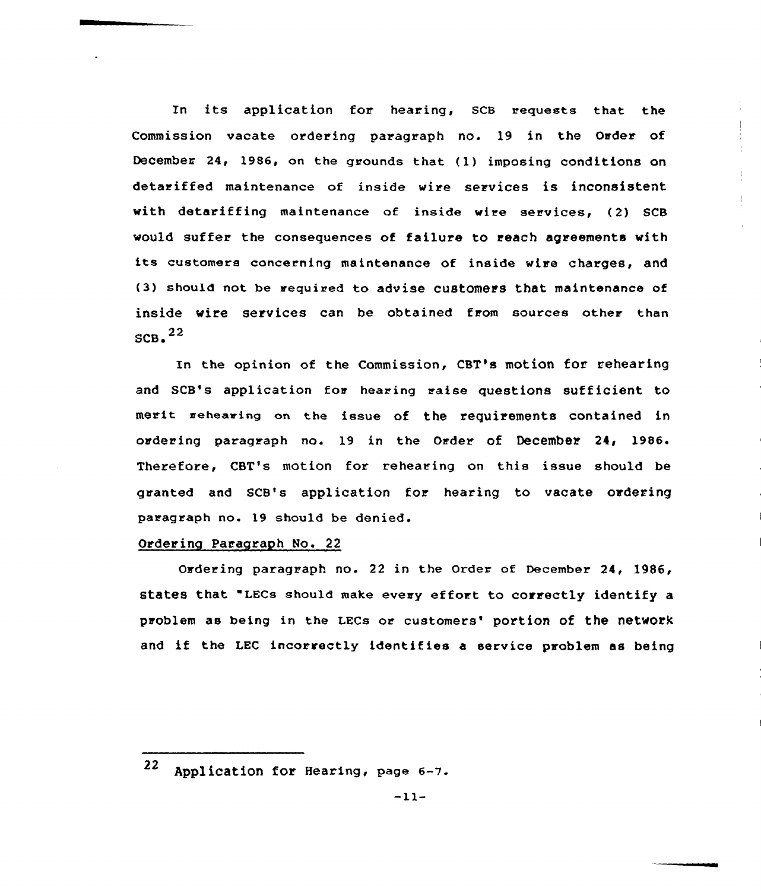In its application for hearing, SCB requests that the Commission vacate ordering paragraph no. 19 in the Order of December 24, 1986, on the grounds that (1) imposing conditions on detariffed maintenance of inside wire services is inconsistent with detariffing maintenance of inside wire services, (2) SCB would suffer the consequences of failure to reach agreements with its customers concerning maintenance of inside wire charges, and (3) should not be required to advise customers that maintenance of inside wire services can be obtained from sources other than SCB.[22]

In the opinion of the Commission, CBT's motion for rehearing and SCB's application for hearing raise questions sufficient to merit rehearing on the issue of the requirements contained in ordering paragraph no. 19 in the Order of December 24, 1986. Therefore, CBT's motion for rehearing on this issue should be granted and SCB's application for hearing to vacate ordering paragraph no. 19 should be denied.

Ordering Paragraph No. 22

Ordering paragraph no. 22 in the Order of December 24, 1986, states that "LECs should make every effort to correctly identify a problem as being in the LECs or customers' portion of the network and if the LEC incorrectly identifies a service problem as being

---

[22] Application for Hearing, page 6-7.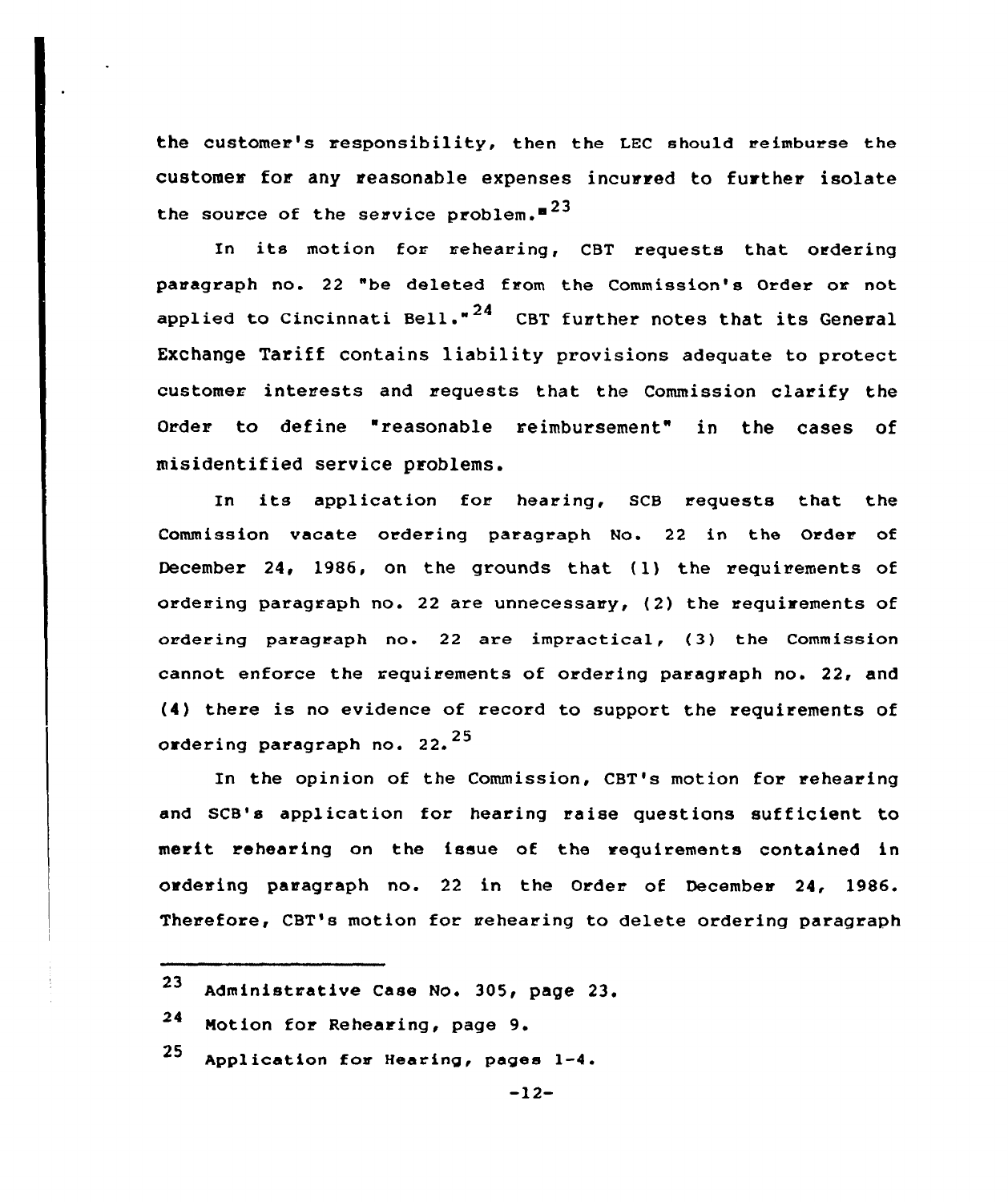the customer's responsibility, then the LEC should reimburse the customer for any reasonable expenses incurred to further isolate the source of the service problem."[23]

In its motion for rehearing, CBT requests that ordering paragraph no. 22 "be deleted from the Commission's Order or not applied to Cincinnati Bell."[24] CBT further notes that its General Exchange Tariff contains liability provisions adequate to protect customer interests and requests that the Commission clarify the Order to define "reasonable reimbursement" in the cases of misidentified service problems.

In its application for hearing, SCB requests that the Commission vacate ordering paragraph No. 22 in the Order of December 24, 1986, on the grounds that (1) the requirements of ordering paragraph no. 22 are unnecessary, (2) the requirements of ordering paragraph no. 22 are impractical, (3) the Commission cannot enforce the requirements of ordering paragraph no. 22, and (4) there is no evidence of record to support the requirements of ordering paragraph no. 22.[25]

In the opinion of the Commission, CBT's motion for rehearing and SCB's application for hearing raise questions sufficient to merit rehearing on the issue of the requirements contained in ordering paragraph no. 22 in the Order of December 24, 1986. Therefore, CBT's motion for rehearing to delete ordering paragraph

---

[23] Administrative Case No. 305, page 23.

[24] Motion for Rehearing, page 9.

[25] Application for Hearing, pages 1-4.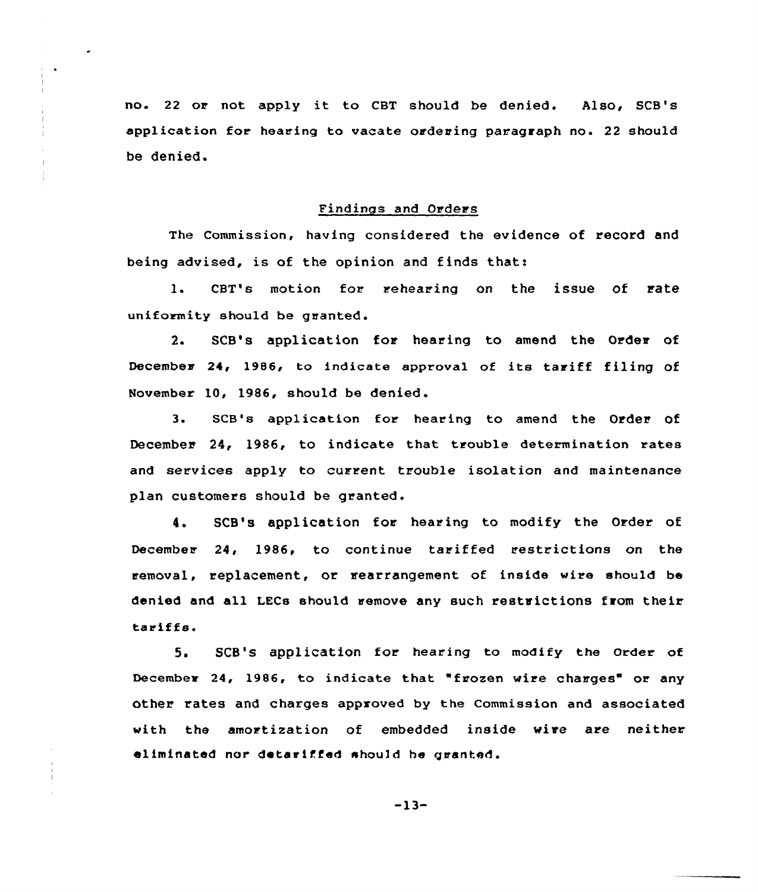no. 22 or not apply it to CBT should be denied. Also, SCB's application for hearing to vacate ordering paragraph no. 22 should be denied.

## Findings and Orders

The Commission, having considered the evidence of record and being advised, is of the opinion and finds that:

1. CBT's motion for rehearing on the issue of rate uniformity should be granted.

2. SCB's application for hearing to amend the Order of December 24, 1986, to indicate approval of its tariff filing of November 10, 1986, should be denied.

3. SCB's application for hearing to amend the Order of December 24, 1986, to indicate that trouble determination rates and services apply to current trouble isolation and maintenance plan customers should be granted.

4. SCB's application for hearing to modify the Order of December 24, 1986, to continue tariffed restrictions on the removal, replacement, or rearrangement of inside wire should be denied and all LECs should remove any such restrictions from their tariffs.

5. SCB's application for hearing to modify the Order of December 24, 1986, to indicate that "frozen wire charges" or any other rates and charges approved by the Commission and associated with the amortization of embedded inside wire are neither eliminated nor detariffed should be granted.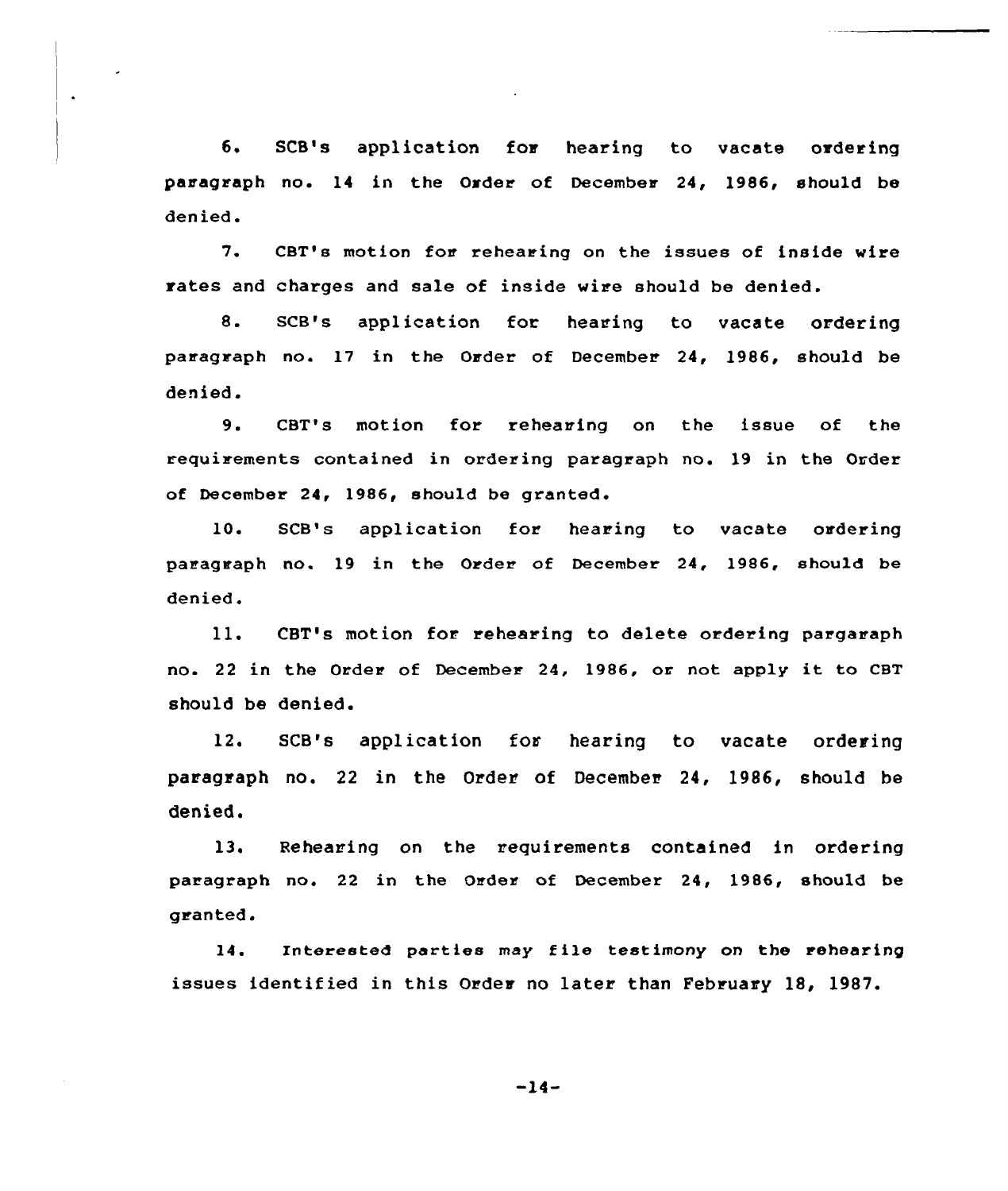6. SCB's application for hearing to vacate ordering paragraph no. 14 in the Order of December 24, 1986, should be denied.

7. CBT's motion for rehearing on the issues of inside wire rates and charges and sale of inside wire should be denied.

8. SCB's application for hearing to vacate ordering paragraph no. 17 in the Order of December 24, 1986, should be denied.

9. CBT's motion for rehearing on the issue of the requirements contained in ordering paragraph no. 19 in the Order of December 24, 1986, should be granted.

10. SCB's application for hearing to vacate ordering paragraph no. 19 in the Order of December 24, 1986, should be denied.

11. CBT's motion for rehearing to delete ordering pargaraph no. 22 in the Order of December 24, 1986, or not apply it to CBT should be denied.

12. SCB's application for hearing to vacate ordering paragraph no. 22 in the Order of December 24, 1986, should be denied.

13. Rehearing on the requirements contained in ordering paragraph no. 22 in the Order of December 24, 1986, should be granted.

14. Interested parties may file testimony on the rehearing issues identified in this Order no later than February 18, 1987.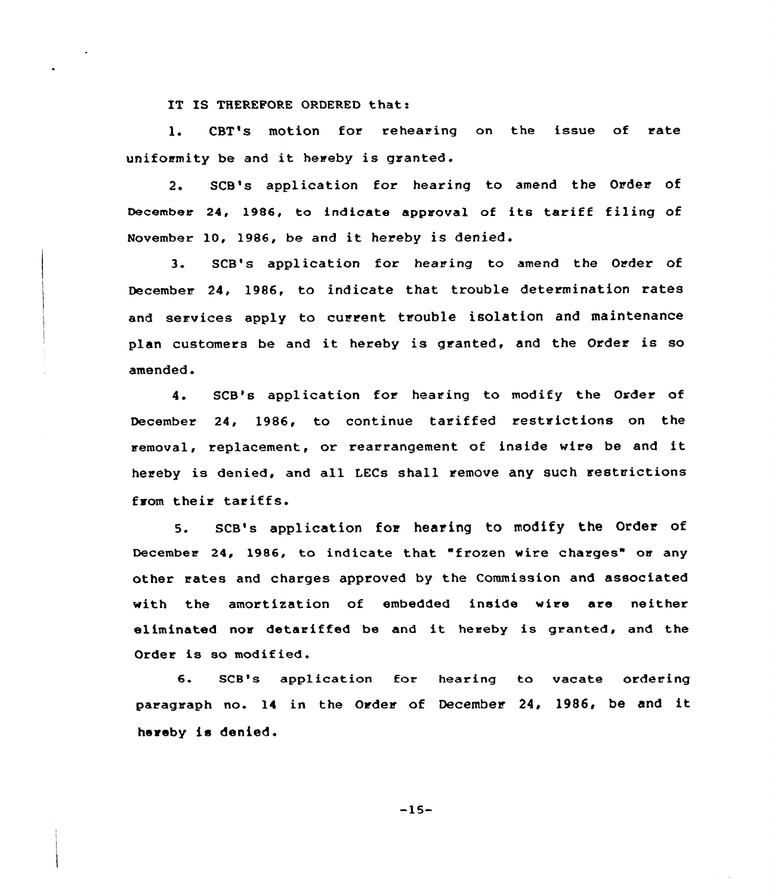IT IS THEREFORE ORDERED that:

1. CBT's motion for rehearing on the issue of rate uniformity be and it hereby is granted.

2. SCB's application for hearing to amend the Order of December 24, 1986, to indicate approval of its tariff filing of November 10, 1986, be and it hereby is denied.

3. SCB's application for hearing to amend the Order of December 24, 1986, to indicate that trouble determination rates and services apply to current trouble isolation and maintenance plan customers be and it hereby is granted, and the Order is so amended.

4. SCB's application for hearing to modify the Order of December 24, 1986, to continue tariffed restrictions on the removal, replacement, or rearrangement of inside wire be and it hereby is denied, and all LECs shall remove any such restrictions from their tariffs.

5. SCB's application for hearing to modify the Order of December 24, 1986, to indicate that "frozen wire charges" or any other rates and charges approved by the Commission and associated with the amortization of embedded inside wire are neither eliminated nor detariffed be and it hereby is granted, and the Order is so modified.

6. SCB's application for hearing to vacate ordering paragraph no. 14 in the Order of December 24, 1986, be and it hereby is denied.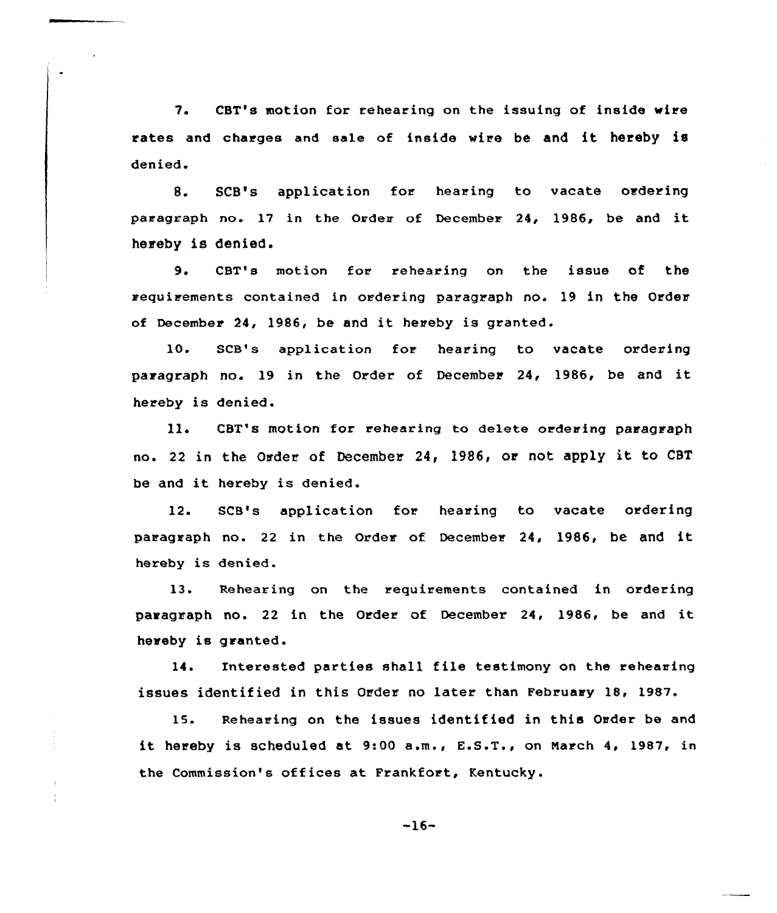7. CBT's motion for rehearing on the issuing of inside wire rates and charges and sale of inside wire be and it hereby is denied.

8. SCB's application for hearing to vacate ordering paragraph no. 17 in the Order of December 24, 1986, be and it hereby is denied.

9. CBT's motion for rehearing on the issue of the requirements contained in ordering paragraph no. 19 in the Order of December 24, 1986, be and it hereby is granted.

10. SCB's application for hearing to vacate ordering paragraph no. 19 in the Order of December 24, 1986, be and it hereby is denied.

11. CBT's motion for rehearing to delete ordering paragraph no. 22 in the Order of December 24, 1986, or not apply it to CBT be and it hereby is denied.

12. SCB's application for hearing to vacate ordering paragraph no. 22 in the Order of December 24, 1986, be and it hereby is denied.

13. Rehearing on the requirements contained in ordering paragraph no. 22 in the Order of December 24, 1986, be and it hereby is granted.

14. Interested parties shall file testimony on the rehearing issues identified in this Order no later than February 18, 1987.

15. Rehearing on the issues identified in this Order be and it hereby is scheduled at 9:00 a.m., E.S.T., on March 4, 1987, in the Commission's offices at Frankfort, Kentucky.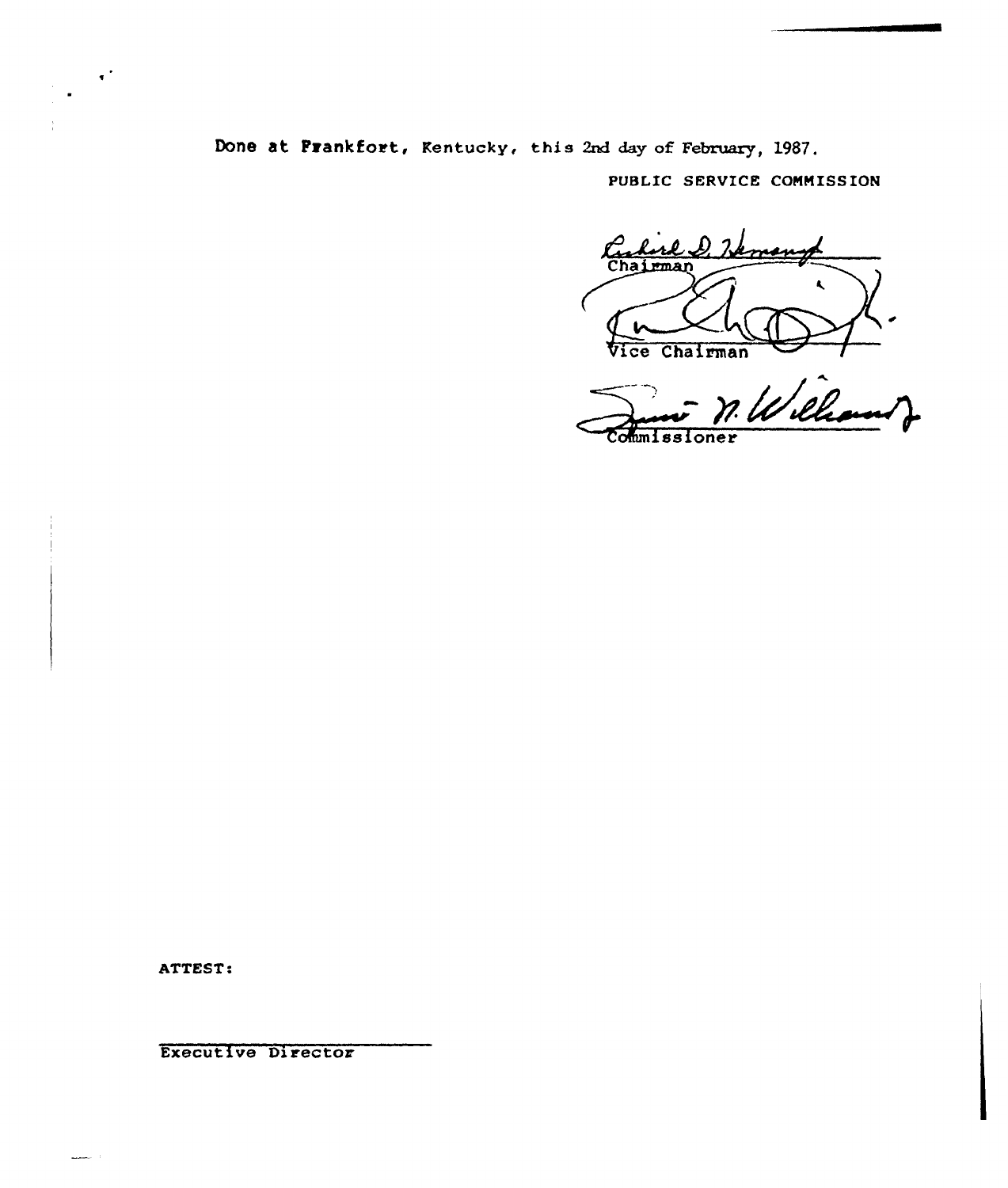Done at Frankfort, Kentucky, this 2nd day of February, 1987.

PUBLIC SERVICE COMMISSION

Chairman

Vice Chairman

Commissioner

ATTEST:

Executive Director